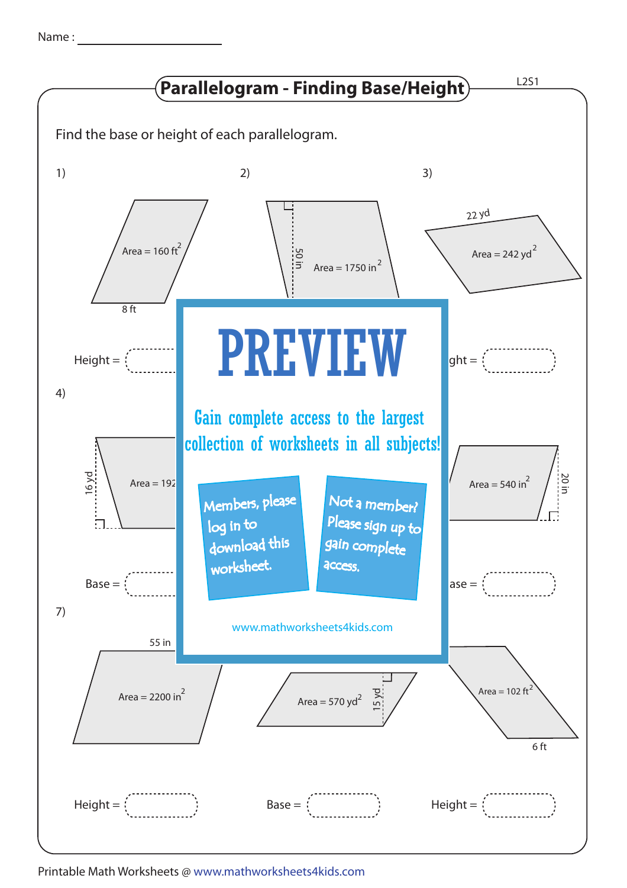Name : ____________________

## Parallelogram - Finding Base/Height

L2S1

Find the base or height of each parallelogram.

1)

Area = 160 $ft^2$

8 ft

Height = 

2)

50 in

Area = 1750 $in^2$

3)

22 yd

Area = 242 $yd^2$

ght = 

4)

16 yd

Area = 192

Base = 

Area = 540 $in^2$

20 in

ase = 

# PREVIEW

Gain complete access to the largest collection of worksheets in all subjects!

Members, please log in to download this worksheet.

Not a member? Please sign up to gain complete access.

www.mathworksheets4kids.com

7)

55 in

Area = 2200 $in^2$

Height = 

Area = 570 $yd^2$

15 yd

Base = 

Area = 102 $ft^2$

6 ft

Height = 

Printable Math Worksheets @ www.mathworksheets4kids.com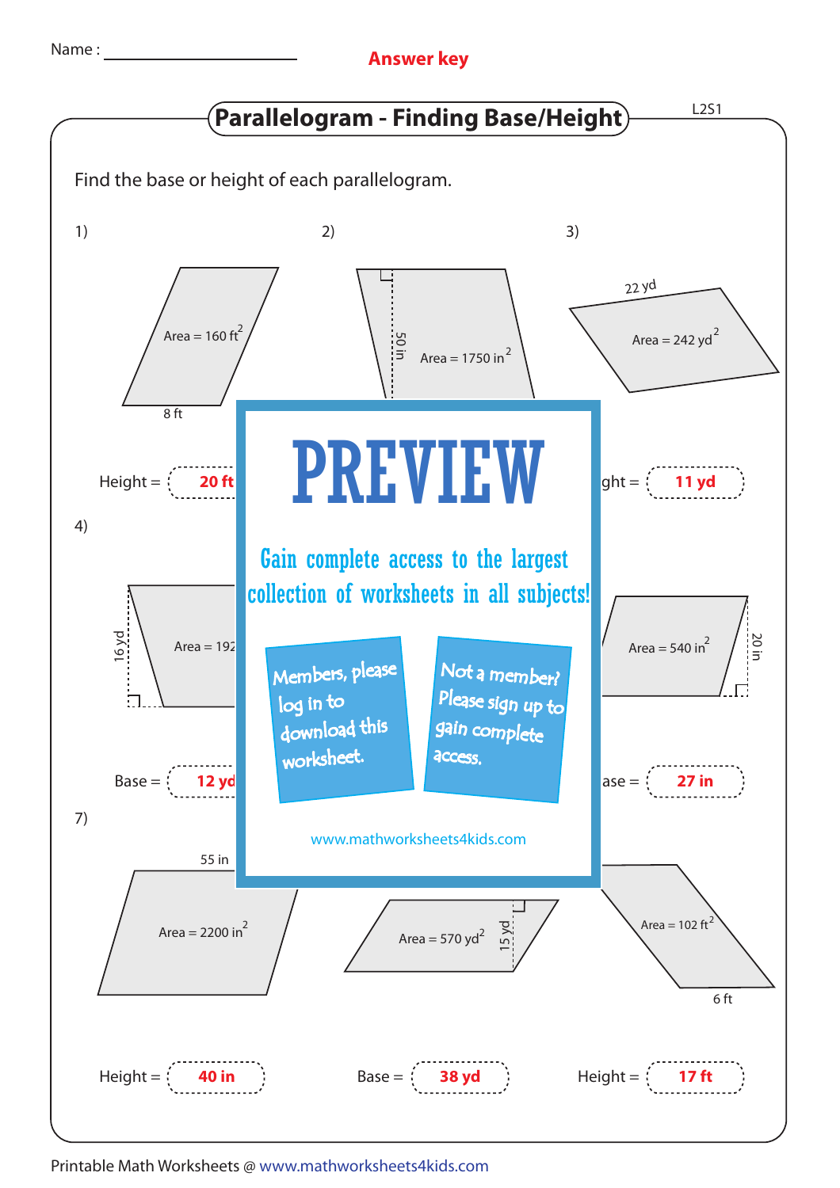Name : ____________________

**Answer key**

# Parallelogram - Finding Base/Height

L2S1

Find the base or height of each parallelogram.

1)

Area = 160 ft$^2$

8 ft

Height = **20 ft**

2)

50 in

Area = 1750 in$^2$

3)

22 yd

Area = 242 yd$^2$

ght = **11 yd**

4)

16 yd

Area = 192

Base = **12 yd**

Area = 540 in$^2$

20 in

ase = **27 in**

7)

55 in

Area = 2200 in$^2$

Height = **40 in**

Area = 570 yd$^2$

15 yd

Base = **38 yd**

Area = 102 ft$^2$

6 ft

Height = **17 ft**

PREVIEW

Gain complete access to the largest collection of worksheets in all subjects!

Members, please log in to download this worksheet.

Not a member? Please sign up to gain complete access.

www.mathworksheets4kids.com

Printable Math Worksheets @ www.mathworksheets4kids.com